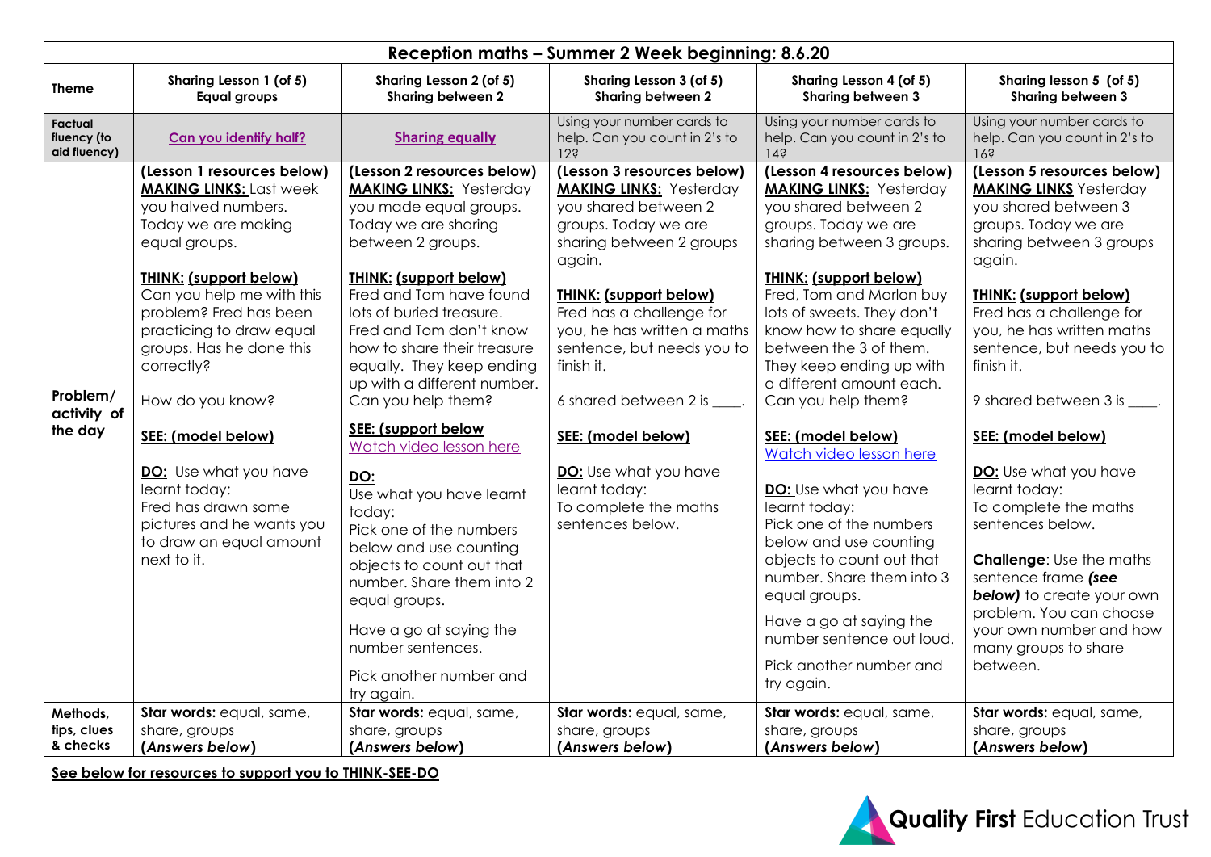| Reception maths – Summer 2 Week beginning: 8.6.20 | | | | | |
|---|---|---|---|---|---|
| **Theme** | **Sharing Lesson 1 (of 5) Equal groups** | **Sharing Lesson 2 (of 5) Sharing between 2** | **Sharing Lesson 3 (of 5) Sharing between 2** | **Sharing Lesson 4 (of 5) Sharing between 3** | **Sharing lesson 5 (of 5) Sharing between 3** |
| **Factual fluency (to aid fluency)** | **Can you identify half?** | **Sharing equally** | Using your number cards to help. Can you count in 2's to 12? | Using your number cards to help. Can you count in 2's to 14? | Using your number cards to help. Can you count in 2's to 16? |
| **Problem/ activity of the day** | **(Lesson 1 resources below)** **MAKING LINKS:** Last week you halved numbers. Today we are making equal groups.<br><br>**THINK: (support below)** Can you help me with this problem? Fred has been practicing to draw equal groups. Has he done this correctly?<br><br>How do you know?<br><br>**SEE: (model below)**<br><br>**DO:** Use what you have learnt today: Fred has drawn some pictures and he wants you to draw an equal amount next to it. | **(Lesson 2 resources below)** **MAKING LINKS:** Yesterday you made equal groups. Today we are sharing between 2 groups.<br><br>**THINK: (support below)** Fred and Tom have found lots of buried treasure. Fred and Tom don't know how to share their treasure equally. They keep ending up with a different number. Can you help them?<br><br>**SEE: (support below** Watch video lesson here<br><br>**DO:** Use what you have learnt today: Pick one of the numbers below and use counting objects to count out that number. Share them into 2 equal groups.<br><br>Have a go at saying the number sentences.<br><br>Pick another number and try again. | **(Lesson 3 resources below)** **MAKING LINKS:** Yesterday you shared between 2 groups. Today we are sharing between 2 groups again.<br><br>**THINK: (support below)** Fred has a challenge for you, he has written a maths sentence, but needs you to finish it.<br><br>6 shared between 2 is \_\_\_\_.<br><br>**SEE: (model below)**<br><br>**DO:** Use what you have learnt today: To complete the maths sentences below. | **(Lesson 4 resources below)** **MAKING LINKS:** Yesterday you shared between 2 groups. Today we are sharing between 3 groups.<br><br>**THINK: (support below)** Fred, Tom and Marlon buy lots of sweets. They don't know how to share equally between the 3 of them. They keep ending up with a different amount each. Can you help them?<br><br>**SEE: (model below)** Watch video lesson here<br><br>**DO:** Use what you have learnt today: Pick one of the numbers below and use counting objects to count out that number. Share them into 3 equal groups.<br><br>Have a go at saying the number sentence out loud.<br><br>Pick another number and try again. | **(Lesson 5 resources below)** **MAKING LINKS** Yesterday you shared between 3 groups. Today we are sharing between 3 groups again.<br><br>**THINK: (support below)** Fred has a challenge for you, he has written maths sentence, but needs you to finish it.<br><br>9 shared between 3 is \_\_\_\_.<br><br>**SEE: (model below)**<br><br>**DO:** Use what you have learnt today: To complete the maths sentences below.<br><br>**Challenge**: Use the maths sentence frame ***(see below)*** to create your own problem. You can choose your own number and how many groups to share between. |
| **Methods, tips, clues & checks** | **Star words:** equal, same, share, groups **(*Answers below*)** | **Star words:** equal, same, share, groups **(*Answers below*)** | **Star words:** equal, same, share, groups **(*Answers below*)** | **Star words:** equal, same, share, groups **(*Answers below*)** | **Star words:** equal, same, share, groups **(*Answers below*)** |

**See below for resources to support you to THINK-SEE-DO**

Quality First Education Trust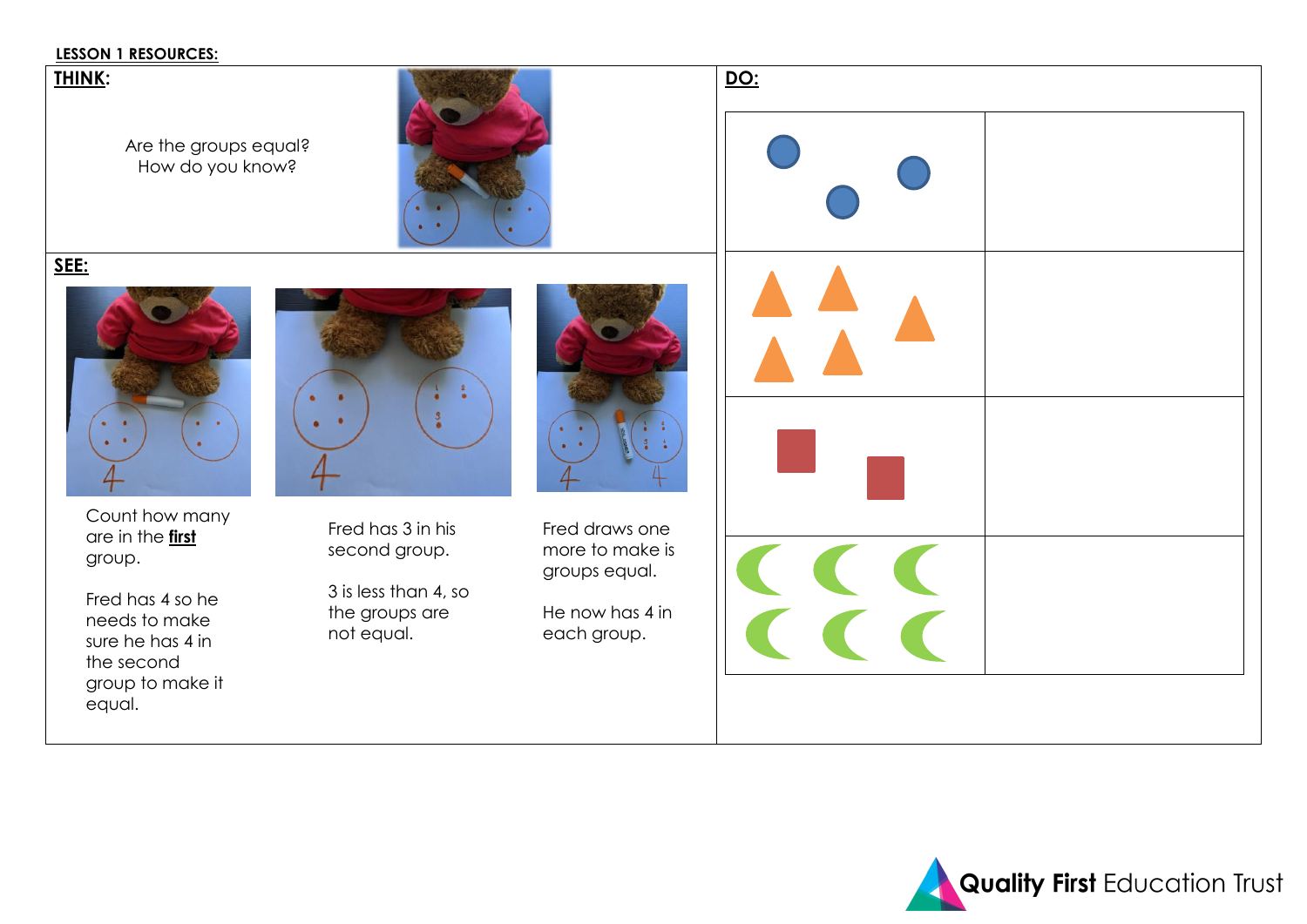**LESSON 1 RESOURCES:**

**THINK:**

Are the groups equal?
How do you know?

**SEE:**

Count how many are in the **first** group.

Fred has 4 so he needs to make sure he has 4 in the second group to make it equal.

Fred has 3 in his second group.

3 is less than 4, so the groups are not equal.

Fred draws one more to make is groups equal.

He now has 4 in each group.

**DO:**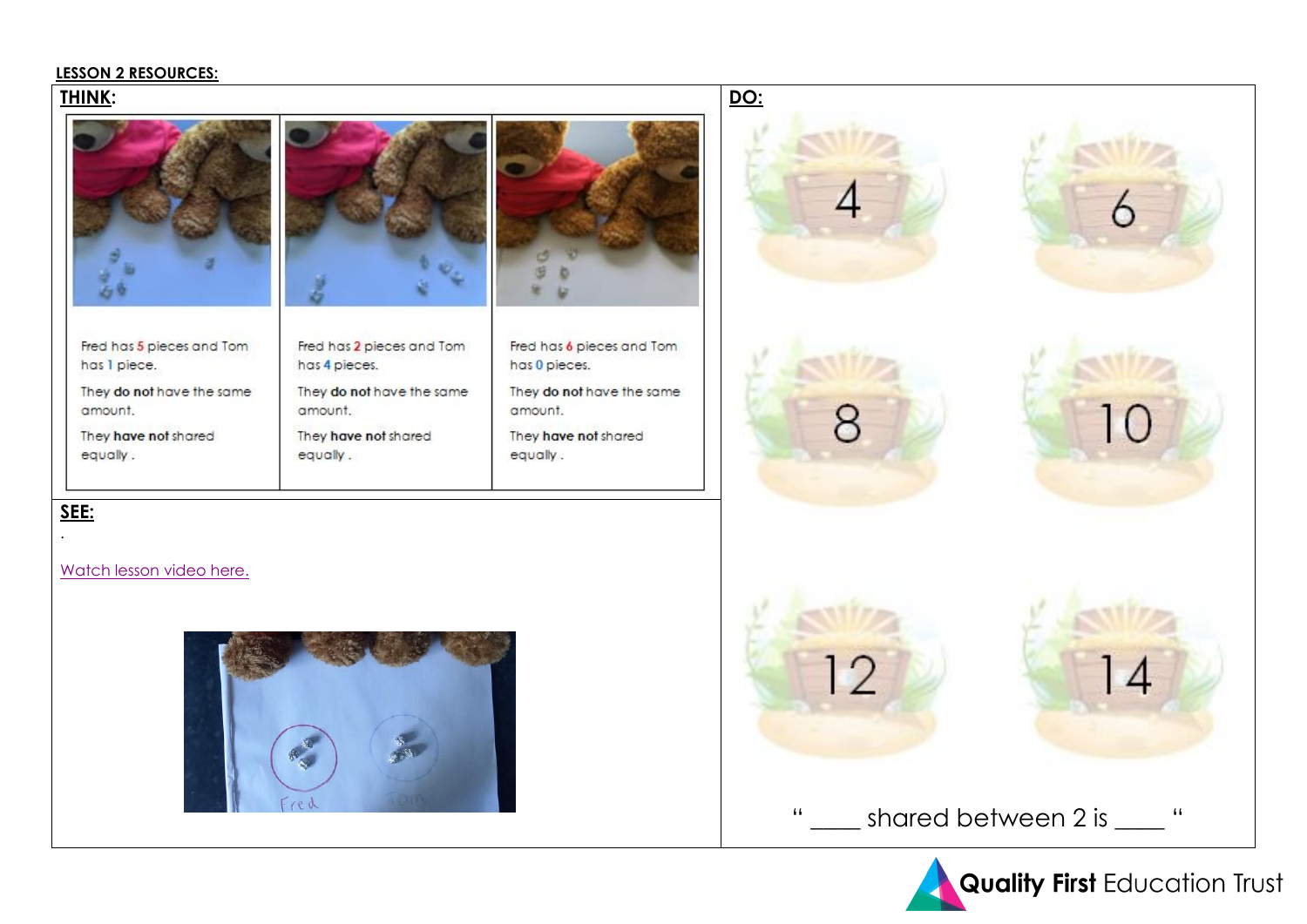**LESSON 2 RESOURCES:**

## THINK:

| | | |
|---|---|---|
| Fred has 5 pieces and Tom has 1 piece. They **do not** have the same amount. They **have not** shared equally . | Fred has 2 pieces and Tom has 4 pieces. They **do not** have the same amount. They **have not** shared equally . | Fred has 6 pieces and Tom has 0 pieces. They **do not** have the same amount. They **have not** shared equally . |

## SEE:

.

Watch lesson video here.

Fred Tom

## DO:

4 6

8 10

12 14

" ____ shared between 2 is ____ "

**Quality First** Education Trust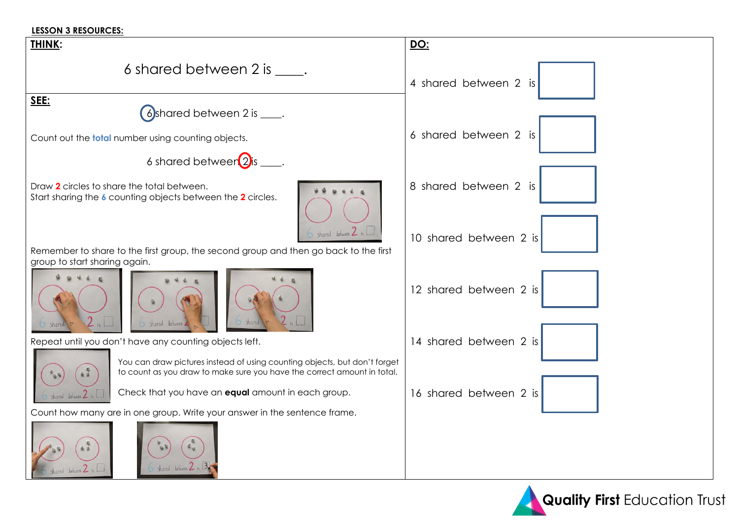**LESSON 3 RESOURCES:**

## THINK:

6 shared between 2 is ____.

## SEE:

6 shared between 2 is ____.

Count out the **total** number using counting objects.

6 shared between 2 is ____.

Draw **2** circles to share the total between.
Start sharing the **6** counting objects between the **2** circles.

Remember to share to the first group, the second group and then go back to the first group to start sharing again.

Repeat until you don't have any counting objects left.

You can draw pictures instead of using counting objects, but don't forget to count as you draw to make sure you have the correct amount in total.

Check that you have an **equal** amount in each group.

Count how many are in one group. Write your answer in the sentence frame.

## DO:

4 shared between 2 is ☐

6 shared between 2 is ☐

8 shared between 2 is ☐

10 shared between 2 is ☐

12 shared between 2 is ☐

14 shared between 2 is ☐

16 shared between 2 is ☐

**Quality First** Education Trust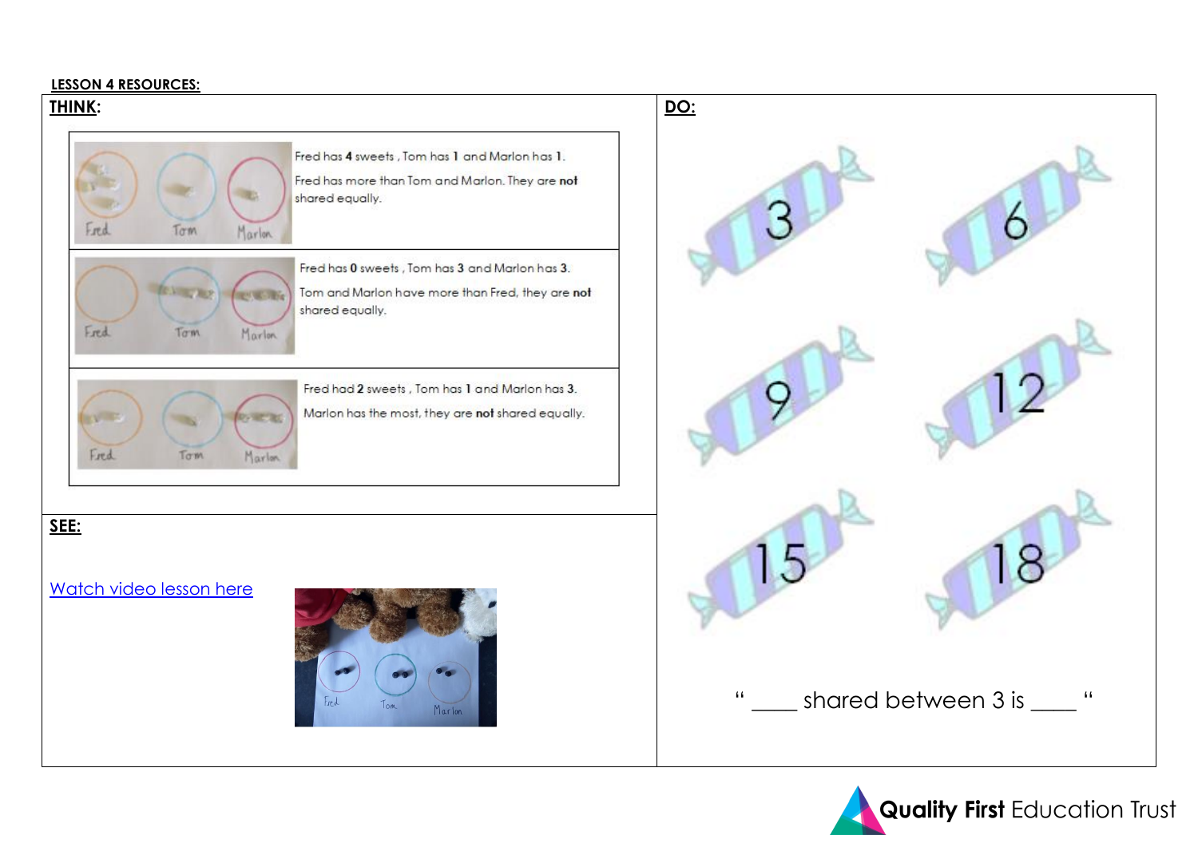**LESSON 4 RESOURCES:**

## THINK:

| | |
|---|---|
| Fred Tom Marlon | Fred has **4** sweets , Tom has **1** and Marlon has **1**. Fred has more than Tom and Marlon. They are **not** shared equally. |
| Fred Tom Marlon | Fred has **0** sweets , Tom has **3** and Marlon has **3**. Tom and Marlon have more than Fred, they are **not** shared equally. |
| Fred Tom Marlon | Fred had **2** sweets , Tom has **1** and Marlon has **3**. Marlon has the most, they are **not** shared equally. |

## SEE:

[Watch video lesson here]

Fred Tom Marlon

## DO:

3 6

9 12

15 18

" ____ shared between 3 is ____ "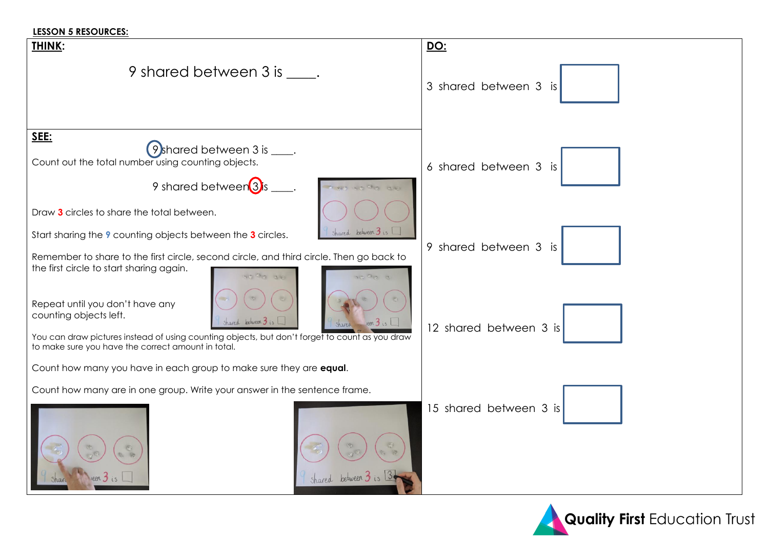**LESSON 5 RESOURCES:**

**THINK:**

9 shared between 3 is ____.

**SEE:**

9 shared between 3 is ____.

Count out the total number using counting objects.

9 shared between 3 is ____.

Draw **3** circles to share the total between.

Start sharing the **9** counting objects between the **3** circles.

Remember to share to the first circle, second circle, and third circle. Then go back to the first circle to start sharing again.

Repeat until you don't have any counting objects left.

You can draw pictures instead of using counting objects, but don't forget to count as you draw to make sure you have the correct amount in total.

Count how many you have in each group to make sure they are **equal**.

Count how many are in one group. Write your answer in the sentence frame.

**DO:**

3 shared between 3 is ☐

6 shared between 3 is ☐

9 shared between 3 is ☐

12 shared between 3 is ☐

15 shared between 3 is ☐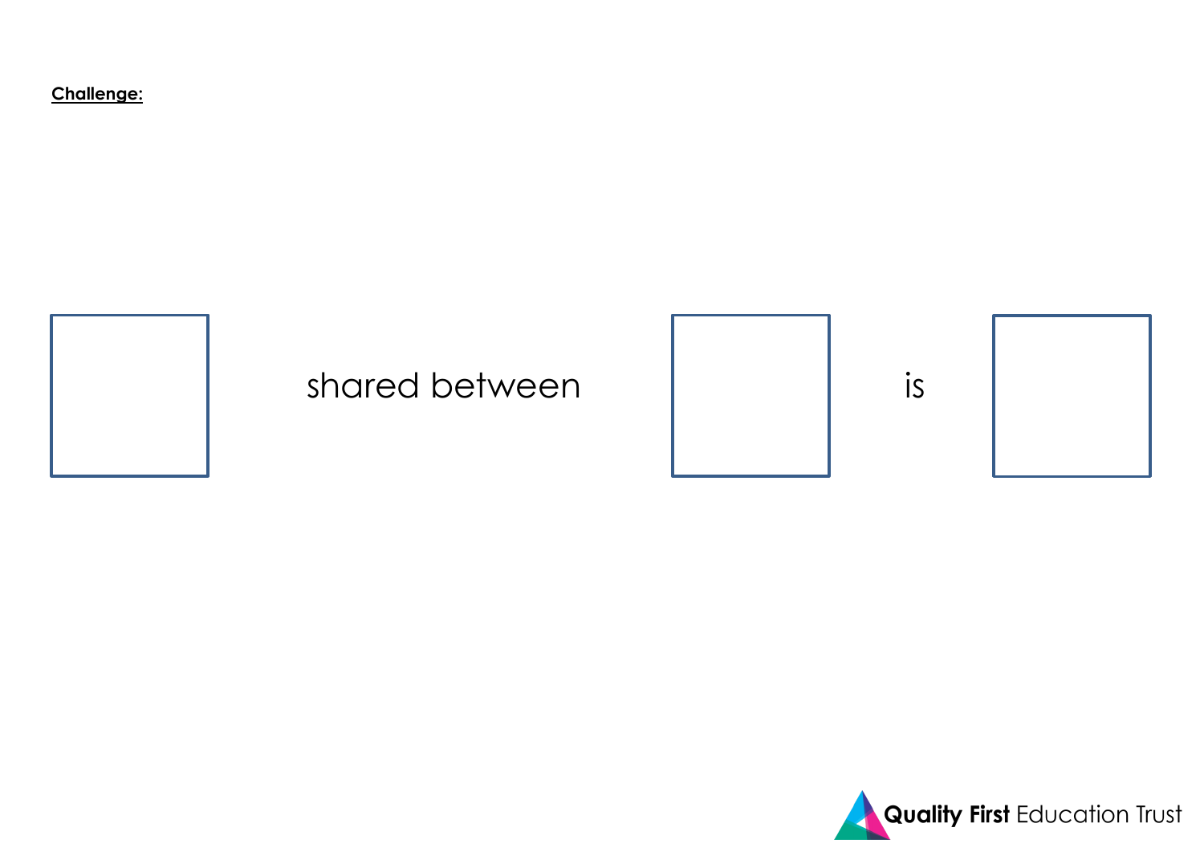**Challenge:**

☐ shared between ☐ is ☐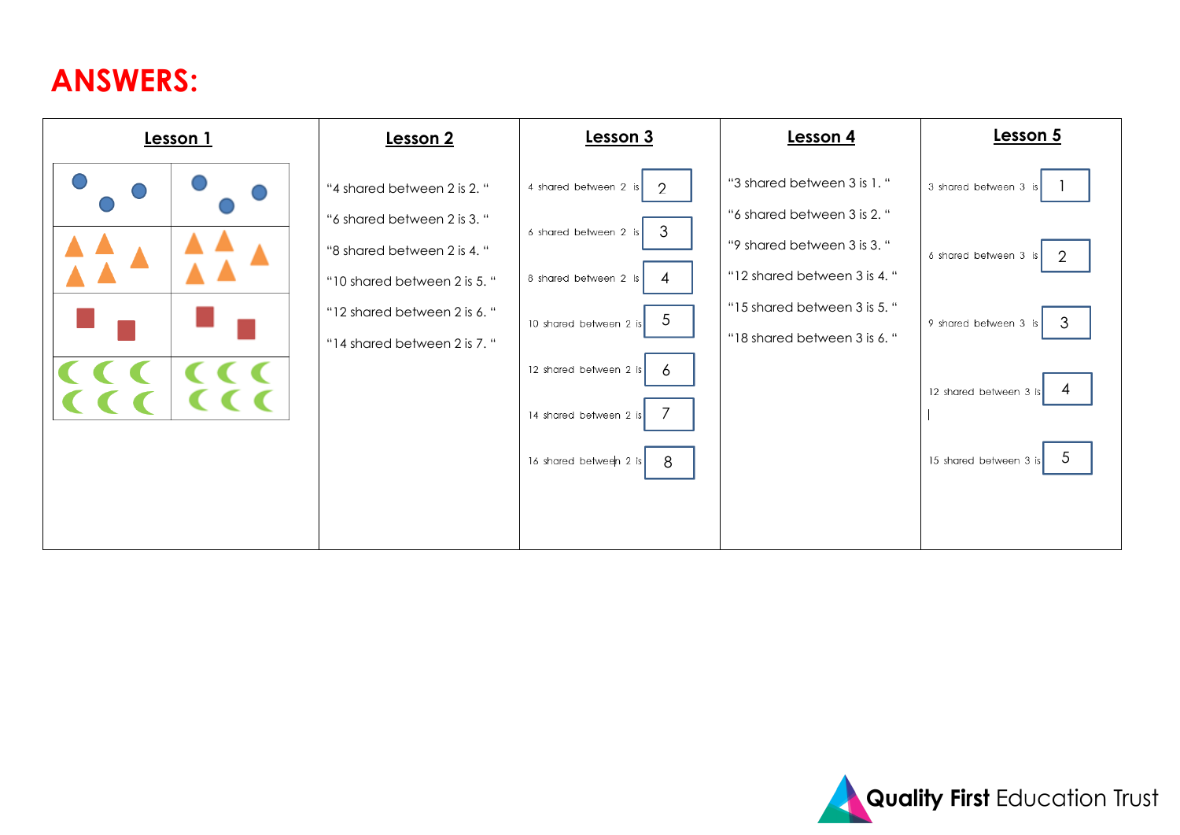# ANSWERS:

| Lesson 1 | Lesson 2 | Lesson 3 | Lesson 4 | Lesson 5 |
|---|---|---|---|---|
| | "4 shared between 2 is 2. " | 4 shared between 2 is 2 | "3 shared between 3 is 1. " | 3 shared between 3 is 1 |
| | "6 shared between 2 is 3. " | 6 shared between 2 is 3 | "6 shared between 3 is 2. " | 6 shared between 3 is 2 |
| | "8 shared between 2 is 4. " | 8 shared between 2 is 4 | "9 shared between 3 is 3. " | 9 shared between 3 is 3 |
| | "10 shared between 2 is 5. " | 10 shared between 2 is 5 | "12 shared between 3 is 4. " | 12 shared between 3 is 4 |
| | "12 shared between 2 is 6. " | 12 shared between 2 is 6 | "15 shared between 3 is 5. " | 15 shared between 3 is 5 |
| | "14 shared between 2 is 7. " | 14 shared between 2 is 7 | "18 shared between 3 is 6. " | |
| | | 16 shared between 2 is 8 | | |